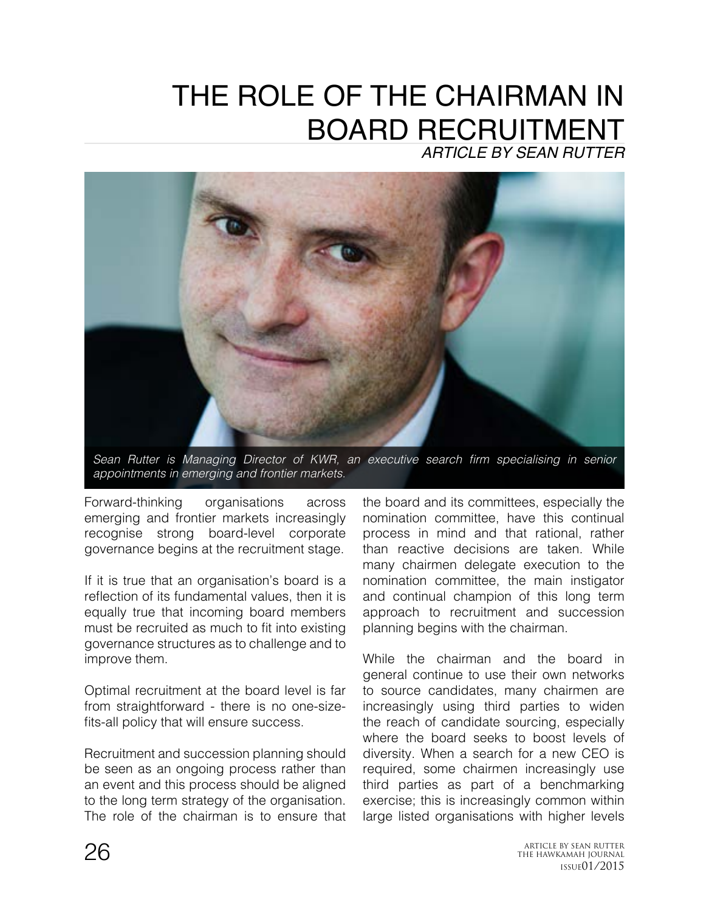# THE ROLE OF THE CHAIRMAN IN BOARD RECRUITMENT

*ARTICLE BY SEAN RUTTER*

*Sean Rutter is Managing Director of KWR, an executive search firm specialising in senior appointments in emerging and frontier markets.*

Forward-thinking organisations across emerging and frontier markets increasingly recognise strong board-level corporate governance begins at the recruitment stage.

If it is true that an organisation's board is a reflection of its fundamental values, then it is equally true that incoming board members must be recruited as much to fit into existing governance structures as to challenge and to improve them.

Optimal recruitment at the board level is far from straightforward - there is no one-size-fits-all policy that will ensure success.

Recruitment and succession planning should be seen as an ongoing process rather than an event and this process should be aligned to the long term strategy of the organisation. The role of the chairman is to ensure that the board and its committees, especially the nomination committee, have this continual process in mind and that rational, rather than reactive decisions are taken. While many chairmen delegate execution to the nomination committee, the main instigator and continual champion of this long term approach to recruitment and succession planning begins with the chairman.

While the chairman and the board in general continue to use their own networks to source candidates, many chairmen are increasingly using third parties to widen the reach of candidate sourcing, especially where the board seeks to boost levels of diversity. When a search for a new CEO is required, some chairmen increasingly use third parties as part of a benchmarking exercise; this is increasingly common within large listed organisations with higher levels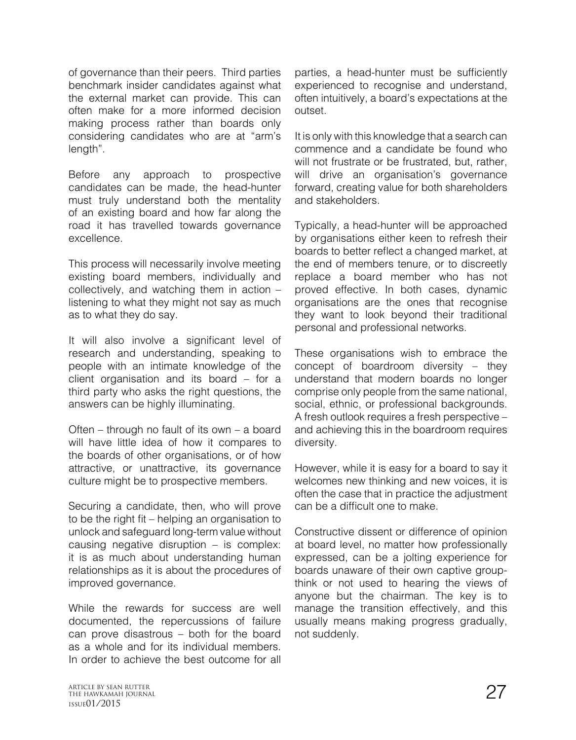of governance than their peers. Third parties benchmark insider candidates against what the external market can provide. This can often make for a more informed decision making process rather than boards only considering candidates who are at "arm's length".

Before any approach to prospective candidates can be made, the head-hunter must truly understand both the mentality of an existing board and how far along the road it has travelled towards governance excellence.

This process will necessarily involve meeting existing board members, individually and collectively, and watching them in action – listening to what they might not say as much as to what they do say.

It will also involve a significant level of research and understanding, speaking to people with an intimate knowledge of the client organisation and its board – for a third party who asks the right questions, the answers can be highly illuminating.

Often – through no fault of its own – a board will have little idea of how it compares to the boards of other organisations, or of how attractive, or unattractive, its governance culture might be to prospective members.

Securing a candidate, then, who will prove to be the right fit – helping an organisation to unlock and safeguard long-term value without causing negative disruption – is complex: it is as much about understanding human relationships as it is about the procedures of improved governance.

While the rewards for success are well documented, the repercussions of failure can prove disastrous – both for the board as a whole and for its individual members. In order to achieve the best outcome for all parties, a head-hunter must be sufficiently experienced to recognise and understand, often intuitively, a board's expectations at the outset.

It is only with this knowledge that a search can commence and a candidate be found who will not frustrate or be frustrated, but, rather, will drive an organisation's governance forward, creating value for both shareholders and stakeholders.

Typically, a head-hunter will be approached by organisations either keen to refresh their boards to better reflect a changed market, at the end of members tenure, or to discreetly replace a board member who has not proved effective. In both cases, dynamic organisations are the ones that recognise they want to look beyond their traditional personal and professional networks.

These organisations wish to embrace the concept of boardroom diversity – they understand that modern boards no longer comprise only people from the same national, social, ethnic, or professional backgrounds. A fresh outlook requires a fresh perspective – and achieving this in the boardroom requires diversity.

However, while it is easy for a board to say it welcomes new thinking and new voices, it is often the case that in practice the adjustment can be a difficult one to make.

Constructive dissent or difference of opinion at board level, no matter how professionally expressed, can be a jolting experience for boards unaware of their own captive group-think or not used to hearing the views of anyone but the chairman. The key is to manage the transition effectively, and this usually means making progress gradually, not suddenly.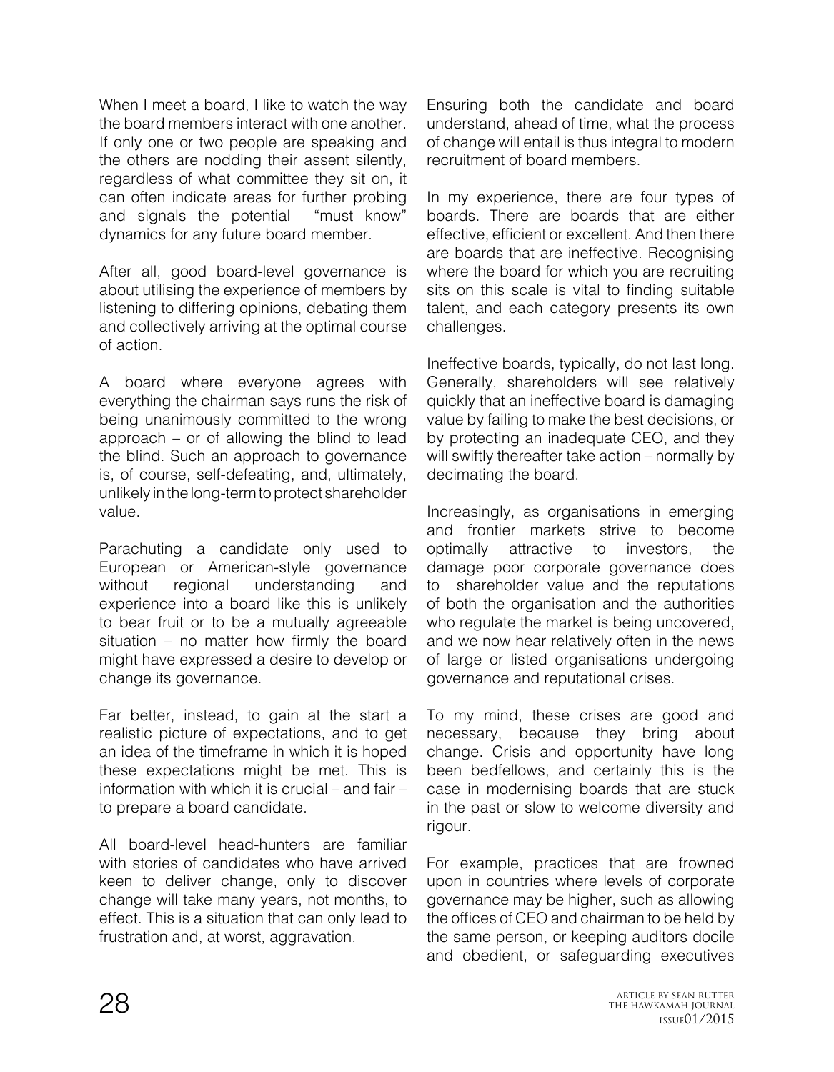When I meet a board, I like to watch the way the board members interact with one another. If only one or two people are speaking and the others are nodding their assent silently, regardless of what committee they sit on, it can often indicate areas for further probing and signals the potential "must know" dynamics for any future board member.

After all, good board-level governance is about utilising the experience of members by listening to differing opinions, debating them and collectively arriving at the optimal course of action.

A board where everyone agrees with everything the chairman says runs the risk of being unanimously committed to the wrong approach – or of allowing the blind to lead the blind. Such an approach to governance is, of course, self-defeating, and, ultimately, unlikely in the long-term to protect shareholder value.

Parachuting a candidate only used to European or American-style governance without regional understanding and experience into a board like this is unlikely to bear fruit or to be a mutually agreeable situation – no matter how firmly the board might have expressed a desire to develop or change its governance.

Far better, instead, to gain at the start a realistic picture of expectations, and to get an idea of the timeframe in which it is hoped these expectations might be met. This is information with which it is crucial – and fair – to prepare a board candidate.

All board-level head-hunters are familiar with stories of candidates who have arrived keen to deliver change, only to discover change will take many years, not months, to effect. This is a situation that can only lead to frustration and, at worst, aggravation.

Ensuring both the candidate and board understand, ahead of time, what the process of change will entail is thus integral to modern recruitment of board members.

In my experience, there are four types of boards. There are boards that are either effective, efficient or excellent. And then there are boards that are ineffective. Recognising where the board for which you are recruiting sits on this scale is vital to finding suitable talent, and each category presents its own challenges.

Ineffective boards, typically, do not last long. Generally, shareholders will see relatively quickly that an ineffective board is damaging value by failing to make the best decisions, or by protecting an inadequate CEO, and they will swiftly thereafter take action – normally by decimating the board.

Increasingly, as organisations in emerging and frontier markets strive to become optimally attractive to investors, the damage poor corporate governance does to shareholder value and the reputations of both the organisation and the authorities who regulate the market is being uncovered, and we now hear relatively often in the news of large or listed organisations undergoing governance and reputational crises.

To my mind, these crises are good and necessary, because they bring about change. Crisis and opportunity have long been bedfellows, and certainly this is the case in modernising boards that are stuck in the past or slow to welcome diversity and rigour.

For example, practices that are frowned upon in countries where levels of corporate governance may be higher, such as allowing the offices of CEO and chairman to be held by the same person, or keeping auditors docile and obedient, or safeguarding executives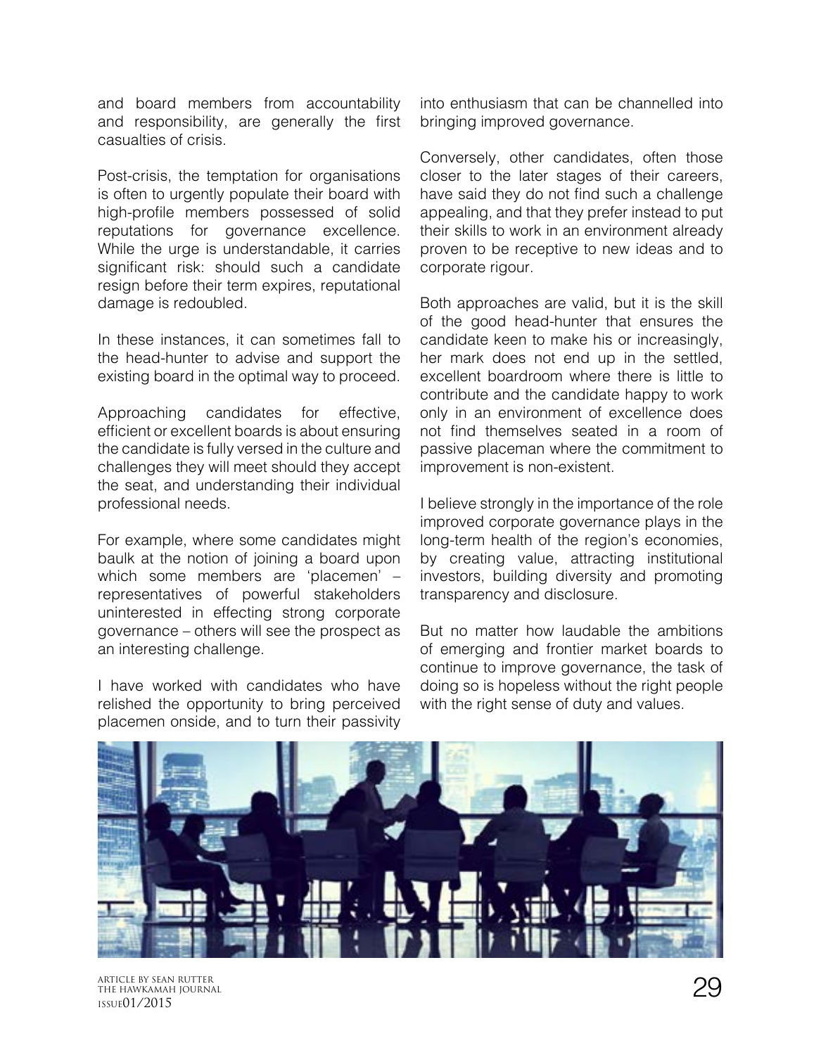and board members from accountability and responsibility, are generally the first casualties of crisis.

Post-crisis, the temptation for organisations is often to urgently populate their board with high-profile members possessed of solid reputations for governance excellence. While the urge is understandable, it carries significant risk: should such a candidate resign before their term expires, reputational damage is redoubled.

In these instances, it can sometimes fall to the head-hunter to advise and support the existing board in the optimal way to proceed.

Approaching candidates for effective, efficient or excellent boards is about ensuring the candidate is fully versed in the culture and challenges they will meet should they accept the seat, and understanding their individual professional needs.

For example, where some candidates might baulk at the notion of joining a board upon which some members are 'placemen' – representatives of powerful stakeholders uninterested in effecting strong corporate governance – others will see the prospect as an interesting challenge.

I have worked with candidates who have relished the opportunity to bring perceived placemen onside, and to turn their passivity into enthusiasm that can be channelled into bringing improved governance.

Conversely, other candidates, often those closer to the later stages of their careers, have said they do not find such a challenge appealing, and that they prefer instead to put their skills to work in an environment already proven to be receptive to new ideas and to corporate rigour.

Both approaches are valid, but it is the skill of the good head-hunter that ensures the candidate keen to make his or increasingly, her mark does not end up in the settled, excellent boardroom where there is little to contribute and the candidate happy to work only in an environment of excellence does not find themselves seated in a room of passive placeman where the commitment to improvement is non-existent.

I believe strongly in the importance of the role improved corporate governance plays in the long-term health of the region's economies, by creating value, attracting institutional investors, building diversity and promoting transparency and disclosure.

But no matter how laudable the ambitions of emerging and frontier market boards to continue to improve governance, the task of doing so is hopeless without the right people with the right sense of duty and values.

Article by Sean Rutter